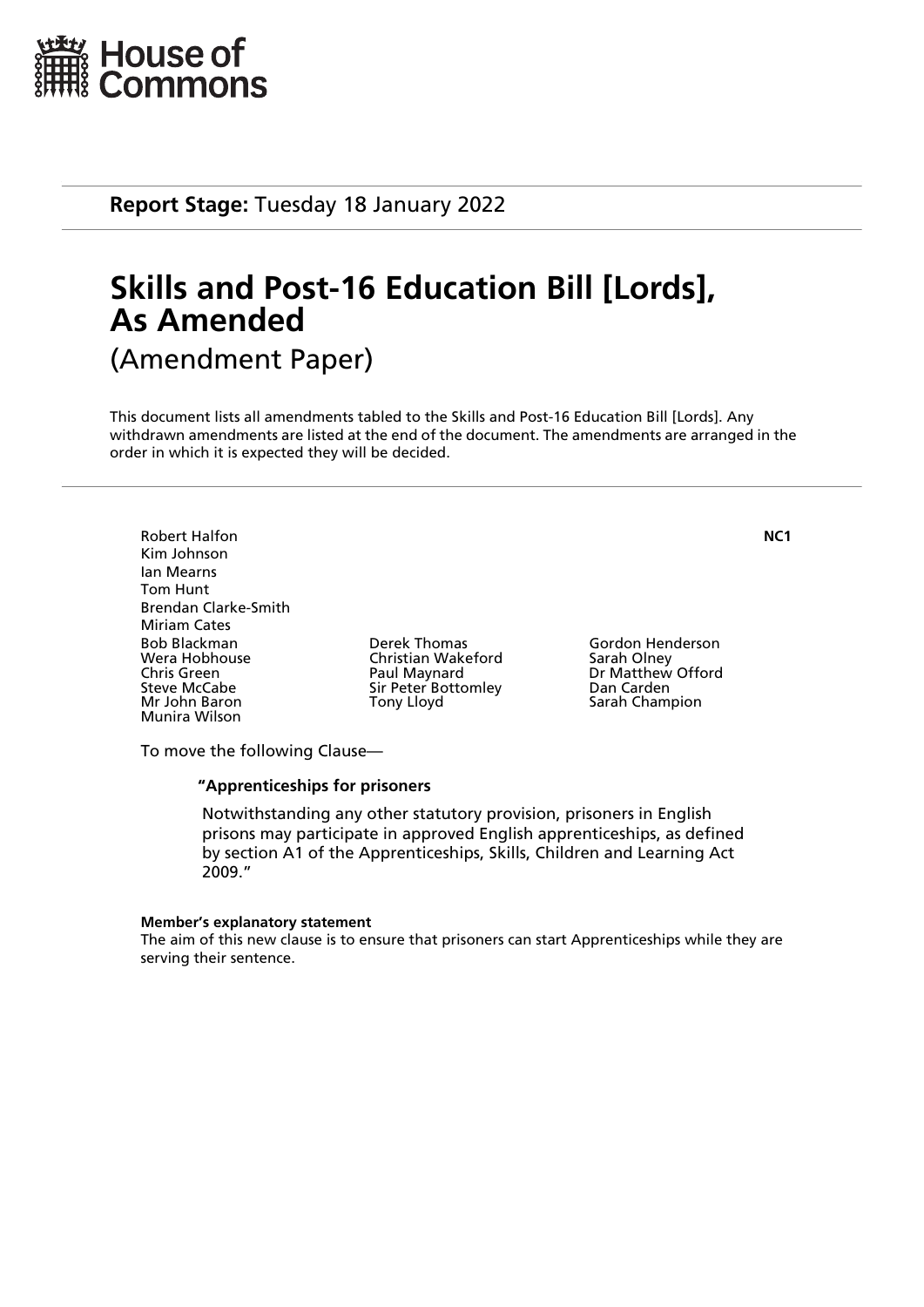House of Commons

**Report Stage:** Tuesday 18 January 2022

# Skills and Post-16 Education Bill [Lords], As Amended

(Amendment Paper)

This document lists all amendments tabled to the Skills and Post-16 Education Bill [Lords]. Any withdrawn amendments are listed at the end of the document. The amendments are arranged in the order in which it is expected they will be decided.

Robert Halfon **NC1**
Kim Johnson
Ian Mearns
Tom Hunt
Brendan Clarke-Smith
Miriam Cates
Bob Blackman
Wera Hobhouse
Chris Green
Steve McCabe
Mr John Baron
Munira Wilson
Derek Thomas
Christian Wakeford
Paul Maynard
Sir Peter Bottomley
Tony Lloyd
Gordon Henderson
Sarah Olney
Dr Matthew Offord
Dan Carden
Sarah Champion

To move the following Clause—

**"Apprenticeships for prisoners**

Notwithstanding any other statutory provision, prisoners in English prisons may participate in approved English apprenticeships, as defined by section A1 of the Apprenticeships, Skills, Children and Learning Act 2009."

**Member's explanatory statement**
The aim of this new clause is to ensure that prisoners can start Apprenticeships while they are serving their sentence.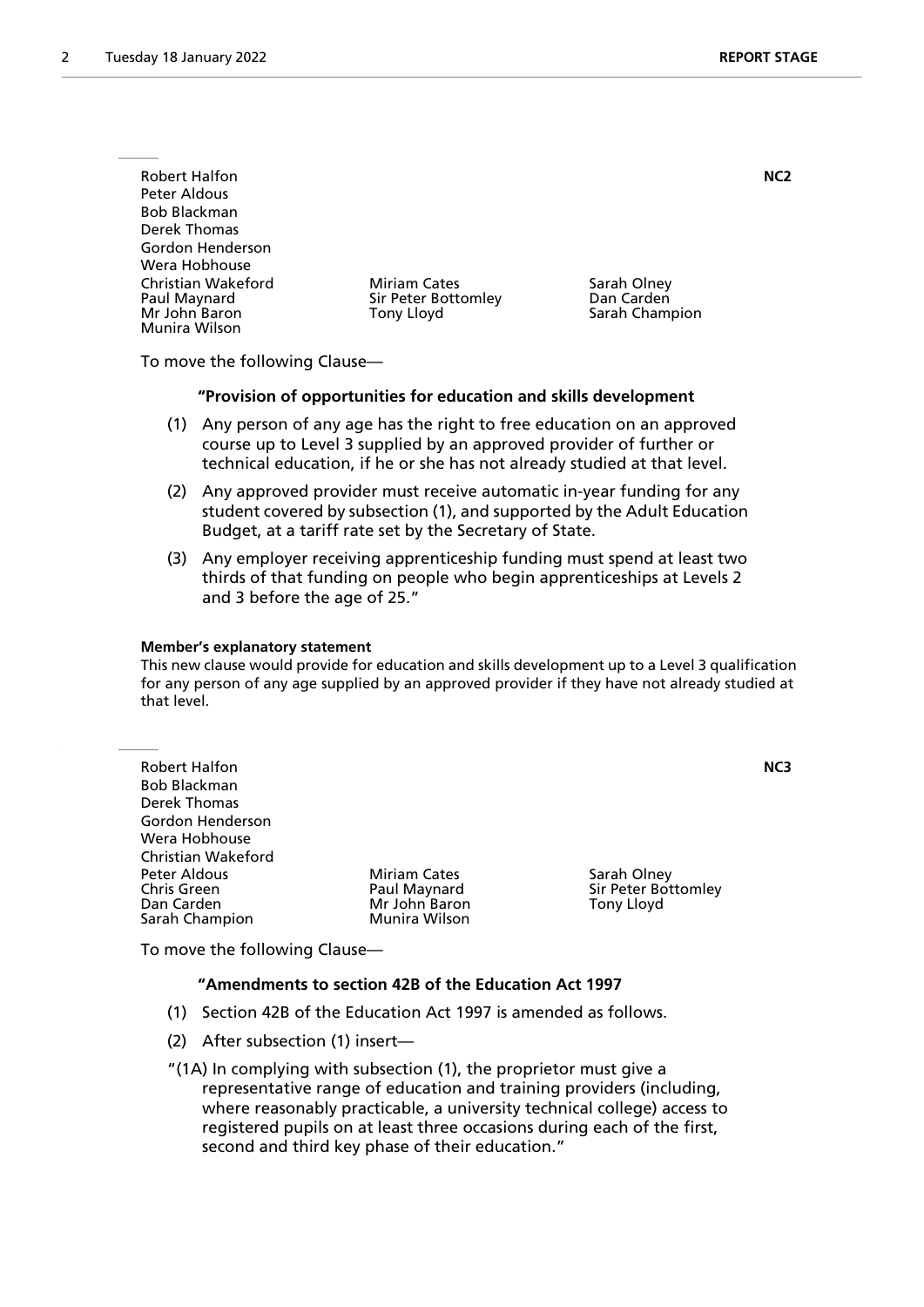Robert Halfon
Peter Aldous
Bob Blackman
Derek Thomas
Gordon Henderson
Wera Hobhouse
Christian Wakeford
Miriam Cates
Sarah Olney
Paul Maynard
Sir Peter Bottomley
Dan Carden
Mr John Baron
Tony Lloyd
Sarah Champion
Munira Wilson

**NC2**

To move the following Clause—

**"Provision of opportunities for education and skills development**

(1) Any person of any age has the right to free education on an approved course up to Level 3 supplied by an approved provider of further or technical education, if he or she has not already studied at that level.

(2) Any approved provider must receive automatic in-year funding for any student covered by subsection (1), and supported by the Adult Education Budget, at a tariff rate set by the Secretary of State.

(3) Any employer receiving apprenticeship funding must spend at least two thirds of that funding on people who begin apprenticeships at Levels 2 and 3 before the age of 25."

**Member's explanatory statement**

This new clause would provide for education and skills development up to a Level 3 qualification for any person of any age supplied by an approved provider if they have not already studied at that level.

Robert Halfon
Bob Blackman
Derek Thomas
Gordon Henderson
Wera Hobhouse
Christian Wakeford
Peter Aldous
Miriam Cates
Sarah Olney
Chris Green
Paul Maynard
Sir Peter Bottomley
Dan Carden
Mr John Baron
Tony Lloyd
Sarah Champion
Munira Wilson

**NC3**

To move the following Clause—

**"Amendments to section 42B of the Education Act 1997**

(1) Section 42B of the Education Act 1997 is amended as follows.

(2) After subsection (1) insert—

"(1A) In complying with subsection (1), the proprietor must give a representative range of education and training providers (including, where reasonably practicable, a university technical college) access to registered pupils on at least three occasions during each of the first, second and third key phase of their education."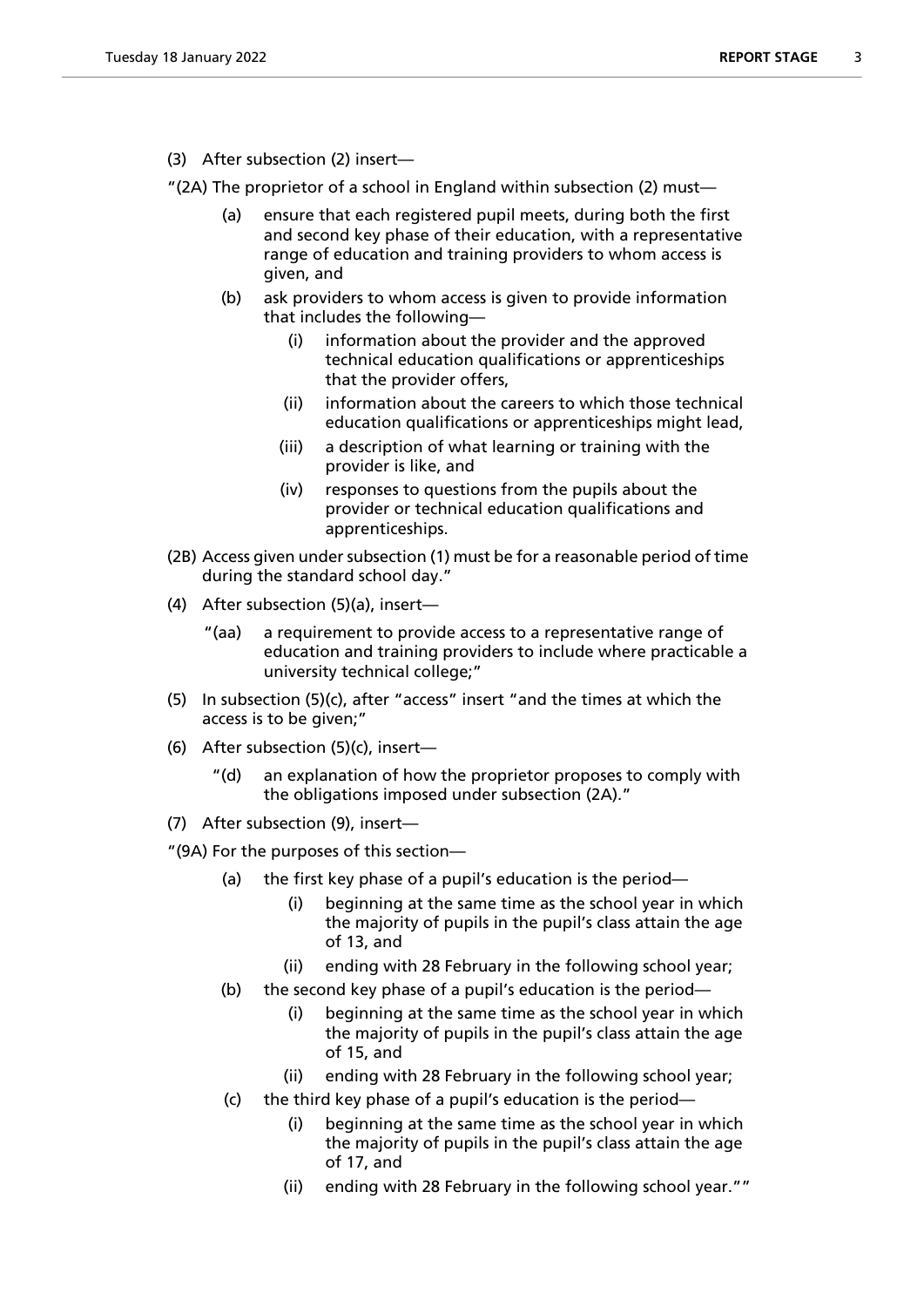(3) After subsection (2) insert—

"(2A) The proprietor of a school in England within subsection (2) must—

 (a) ensure that each registered pupil meets, during both the first and second key phase of their education, with a representative range of education and training providers to whom access is given, and

 (b) ask providers to whom access is given to provide information that includes the following—

  (i) information about the provider and the approved technical education qualifications or apprenticeships that the provider offers,

  (ii) information about the careers to which those technical education qualifications or apprenticeships might lead,

  (iii) a description of what learning or training with the provider is like, and

  (iv) responses to questions from the pupils about the provider or technical education qualifications and apprenticeships.

(2B) Access given under subsection (1) must be for a reasonable period of time during the standard school day."

(4) After subsection (5)(a), insert—

 "(aa) a requirement to provide access to a representative range of education and training providers to include where practicable a university technical college;"

(5) In subsection (5)(c), after "access" insert "and the times at which the access is to be given;"

(6) After subsection (5)(c), insert—

 "(d) an explanation of how the proprietor proposes to comply with the obligations imposed under subsection (2A)."

(7) After subsection (9), insert—

"(9A) For the purposes of this section—

 (a) the first key phase of a pupil's education is the period—

  (i) beginning at the same time as the school year in which the majority of pupils in the pupil's class attain the age of 13, and

  (ii) ending with 28 February in the following school year;

 (b) the second key phase of a pupil's education is the period—

  (i) beginning at the same time as the school year in which the majority of pupils in the pupil's class attain the age of 15, and

  (ii) ending with 28 February in the following school year;

 (c) the third key phase of a pupil's education is the period—

  (i) beginning at the same time as the school year in which the majority of pupils in the pupil's class attain the age of 17, and

  (ii) ending with 28 February in the following school year.""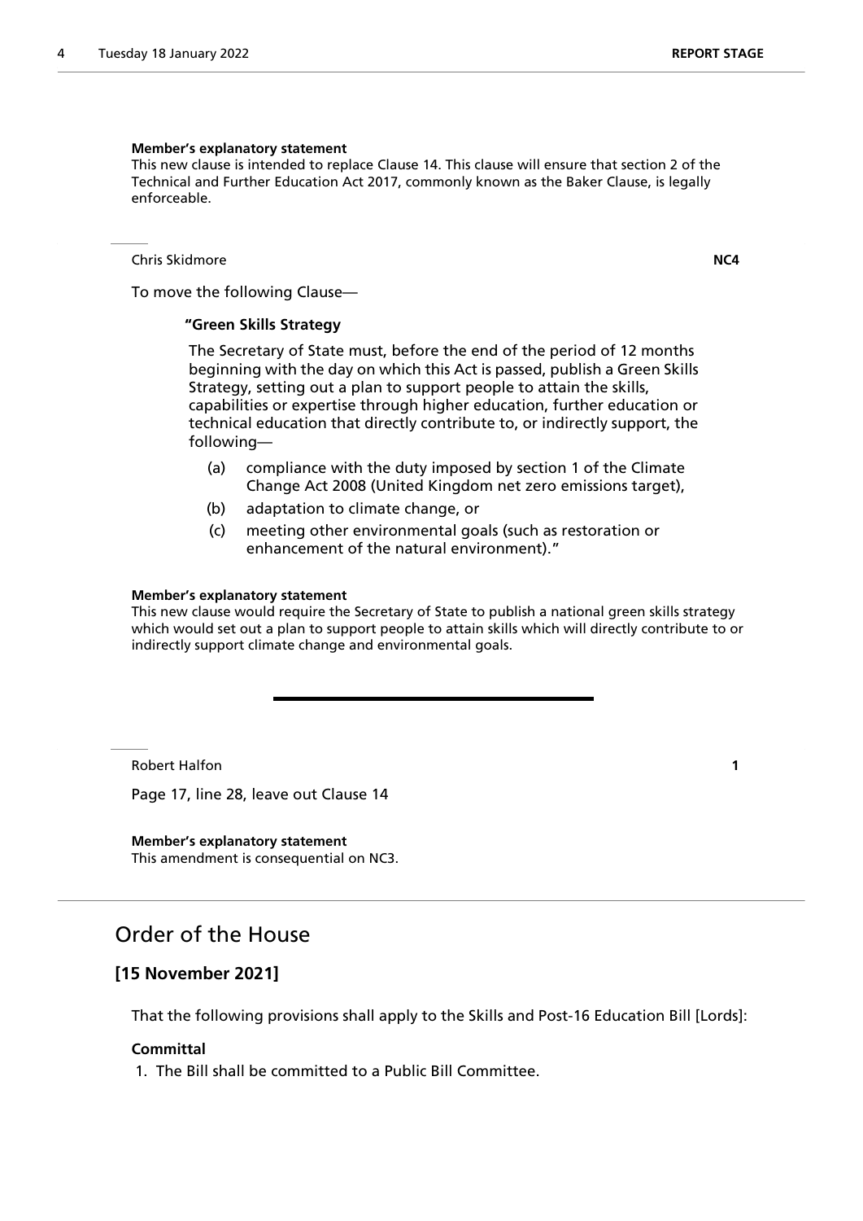**Member's explanatory statement**

This new clause is intended to replace Clause 14. This clause will ensure that section 2 of the Technical and Further Education Act 2017, commonly known as the Baker Clause, is legally enforceable.

---

Chris Skidmore **NC4**

To move the following Clause—

**"Green Skills Strategy**

The Secretary of State must, before the end of the period of 12 months beginning with the day on which this Act is passed, publish a Green Skills Strategy, setting out a plan to support people to attain the skills, capabilities or expertise through higher education, further education or technical education that directly contribute to, or indirectly support, the following—

(a) compliance with the duty imposed by section 1 of the Climate Change Act 2008 (United Kingdom net zero emissions target),

(b) adaptation to climate change, or

(c) meeting other environmental goals (such as restoration or enhancement of the natural environment)."

**Member's explanatory statement**

This new clause would require the Secretary of State to publish a national green skills strategy which would set out a plan to support people to attain skills which will directly contribute to or indirectly support climate change and environmental goals.

---

Robert Halfon **1**

Page 17, line 28, leave out Clause 14

**Member's explanatory statement**

This amendment is consequential on NC3.

## Order of the House

### [15 November 2021]

That the following provisions shall apply to the Skills and Post-16 Education Bill [Lords]:

**Committal**

1. The Bill shall be committed to a Public Bill Committee.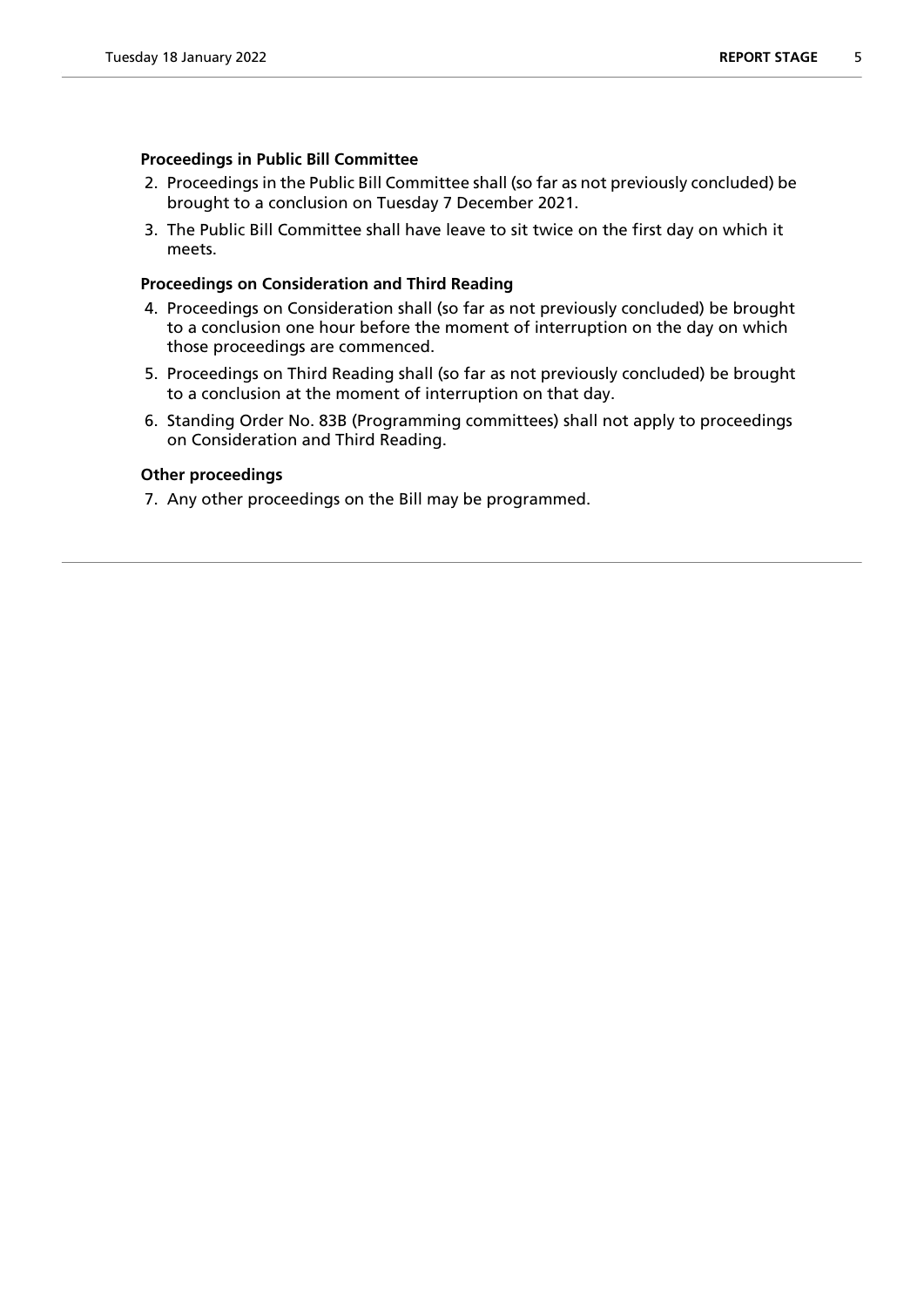**Proceedings in Public Bill Committee**

2. Proceedings in the Public Bill Committee shall (so far as not previously concluded) be brought to a conclusion on Tuesday 7 December 2021.
3. The Public Bill Committee shall have leave to sit twice on the first day on which it meets.

**Proceedings on Consideration and Third Reading**

4. Proceedings on Consideration shall (so far as not previously concluded) be brought to a conclusion one hour before the moment of interruption on the day on which those proceedings are commenced.
5. Proceedings on Third Reading shall (so far as not previously concluded) be brought to a conclusion at the moment of interruption on that day.
6. Standing Order No. 83B (Programming committees) shall not apply to proceedings on Consideration and Third Reading.

**Other proceedings**

7. Any other proceedings on the Bill may be programmed.